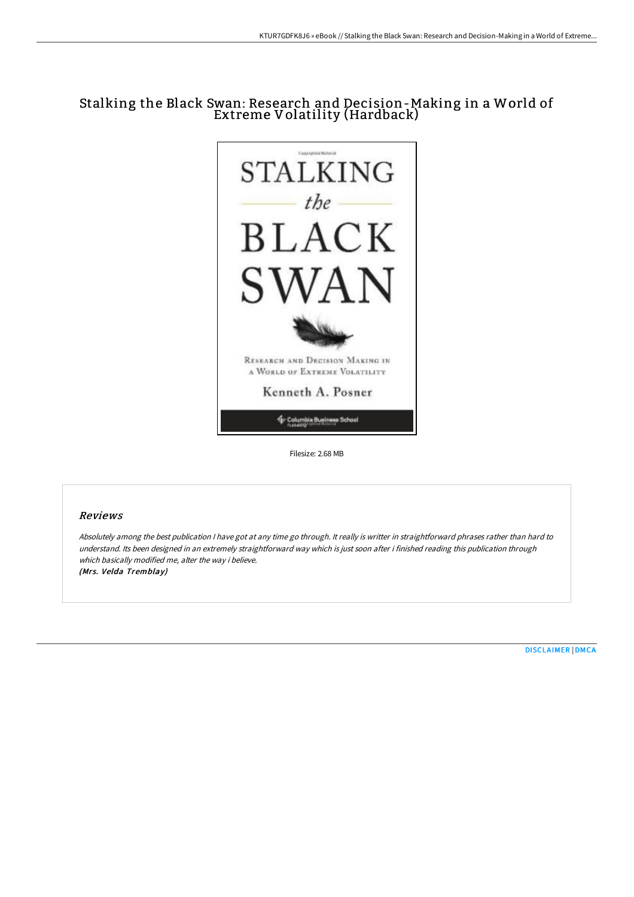# Stalking the Black Swan: Research and Decision-Making in a World of Extreme Volatility (Hardback)

Filesize: 2.68 MB

## Reviews

*Absolutely among the best publication I have got at any time go through. It really is writter in straightforward phrases rather than hard to understand. Its been designed in an extremely straightforward way which is just soon after i finished reading this publication through which basically modified me, alter the way i believe.*

***(Mrs. Velda Tremblay)***

DISCLAIMER | DMCA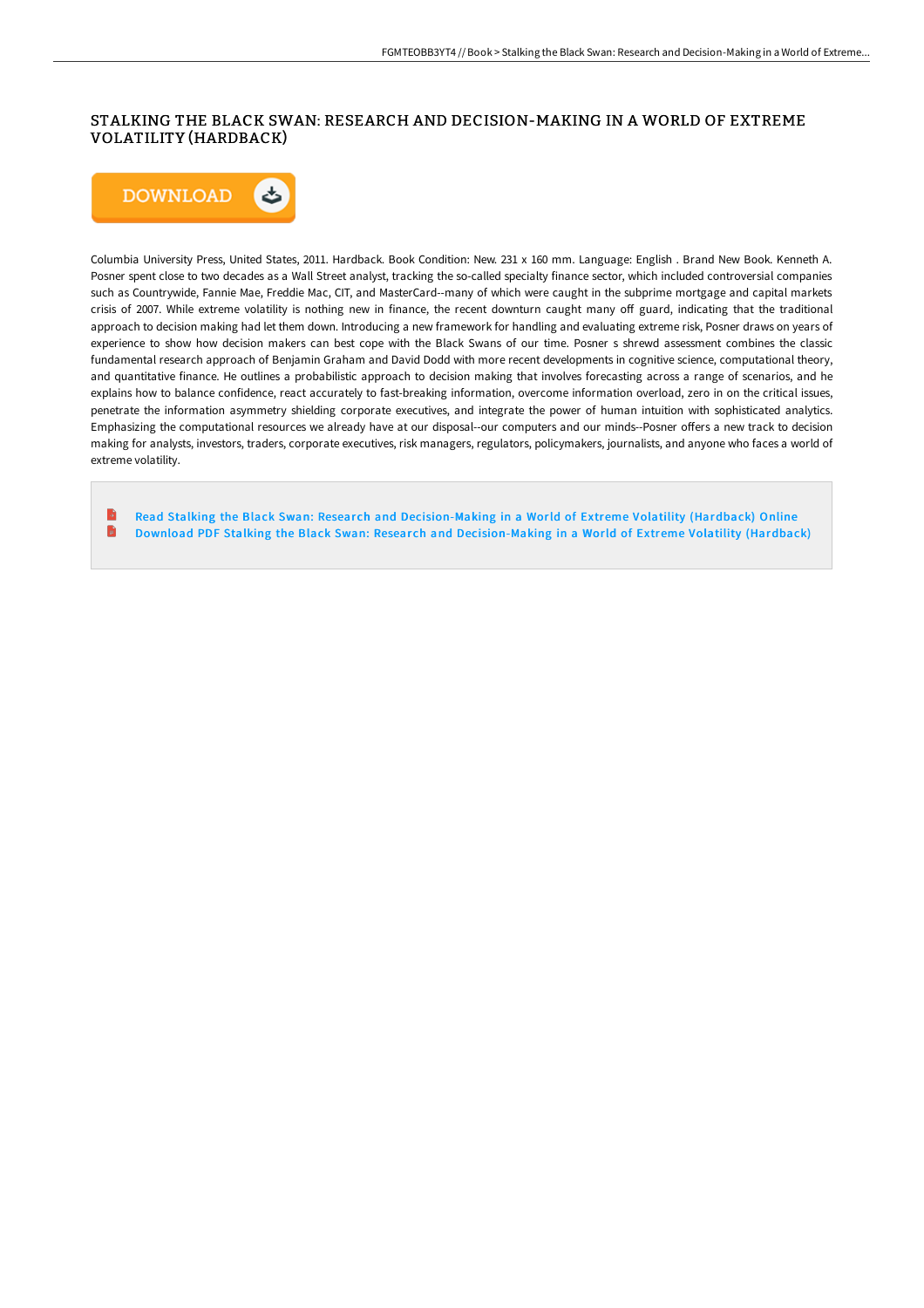# STALKING THE BLACK SWAN: RESEARCH AND DECISION-MAKING IN A WORLD OF EXTREME VOLATILITY (HARDBACK)

Columbia University Press, United States, 2011. Hardback. Book Condition: New. 231 x 160 mm. Language: English . Brand New Book. Kenneth A. Posner spent close to two decades as a Wall Street analyst, tracking the so-called specialty finance sector, which included controversial companies such as Countrywide, Fannie Mae, Freddie Mac, CIT, and MasterCard--many of which were caught in the subprime mortgage and capital markets crisis of 2007. While extreme volatility is nothing new in finance, the recent downturn caught many off guard, indicating that the traditional approach to decision making had let them down. Introducing a new framework for handling and evaluating extreme risk, Posner draws on years of experience to show how decision makers can best cope with the Black Swans of our time. Posner s shrewd assessment combines the classic fundamental research approach of Benjamin Graham and David Dodd with more recent developments in cognitive science, computational theory, and quantitative finance. He outlines a probabilistic approach to decision making that involves forecasting across a range of scenarios, and he explains how to balance confidence, react accurately to fast-breaking information, overcome information overload, zero in on the critical issues, penetrate the information asymmetry shielding corporate executives, and integrate the power of human intuition with sophisticated analytics. Emphasizing the computational resources we already have at our disposal--our computers and our minds--Posner offers a new track to decision making for analysts, investors, traders, corporate executives, risk managers, regulators, policymakers, journalists, and anyone who faces a world of extreme volatility.

- Read Stalking the Black Swan: Research and Decision-Making in a World of Extreme Volatility (Hardback) Online
- Download PDF Stalking the Black Swan: Research and Decision-Making in a World of Extreme Volatility (Hardback)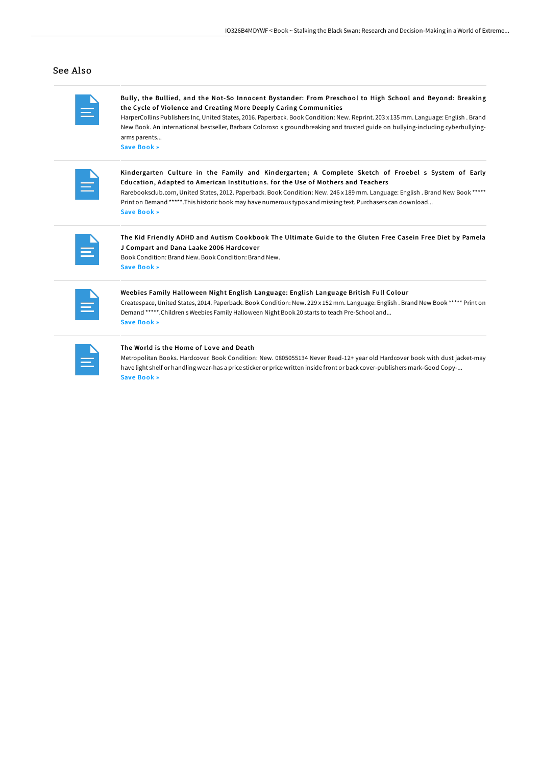## See Also

**Bully, the Bullied, and the Not-So Innocent Bystander: From Preschool to High School and Beyond: Breaking the Cycle of Violence and Creating More Deeply Caring Communities**

HarperCollins Publishers Inc, United States, 2016. Paperback. Book Condition: New. Reprint. 203 x 135 mm. Language: English . Brand New Book. An international bestseller, Barbara Coloroso s groundbreaking and trusted guide on bullying-including cyberbullying-arms parents...

Save Book »

**Kindergarten Culture in the Family and Kindergarten; A Complete Sketch of Froebel s System of Early Education, Adapted to American Institutions. for the Use of Mothers and Teachers**

Rarebooksclub.com, United States, 2012. Paperback. Book Condition: New. 246 x 189 mm. Language: English . Brand New Book ***** Print on Demand *****.This historic book may have numerous typos and missing text. Purchasers can download...

Save Book »

**The Kid Friendly ADHD and Autism Cookbook The Ultimate Guide to the Gluten Free Casein Free Diet by Pamela J Compart and Dana Laake 2006 Hardcover**

Book Condition: Brand New. Book Condition: Brand New.

Save Book »

**Weebies Family Halloween Night English Language: English Language British Full Colour**

Createspace, United States, 2014. Paperback. Book Condition: New. 229 x 152 mm. Language: English . Brand New Book ***** Print on Demand *****.Children s Weebies Family Halloween Night Book 20 starts to teach Pre-School and...

Save Book »

**The World is the Home of Love and Death**

Metropolitan Books. Hardcover. Book Condition: New. 0805055134 Never Read-12+ year old Hardcover book with dust jacket-may have light shelf or handling wear-has a price sticker or price written inside front or back cover-publishers mark-Good Copy-...

Save Book »